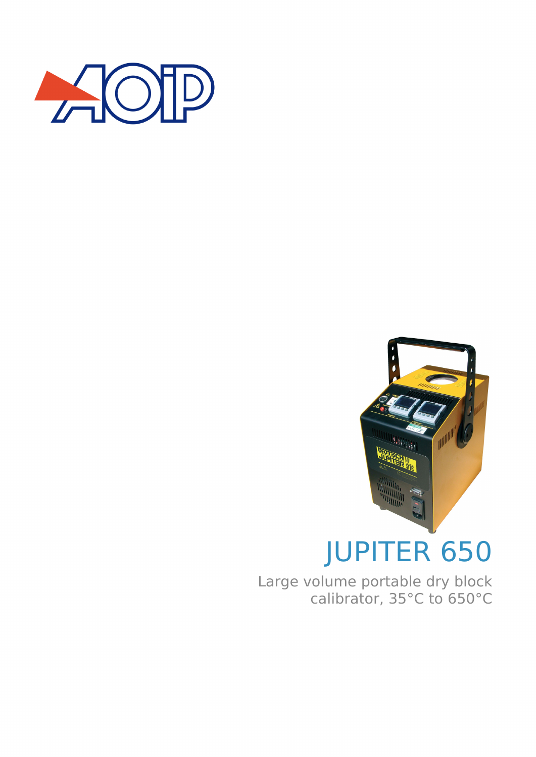# JUPITER 650

Large volume portable dry block calibrator, 35°C to 650°C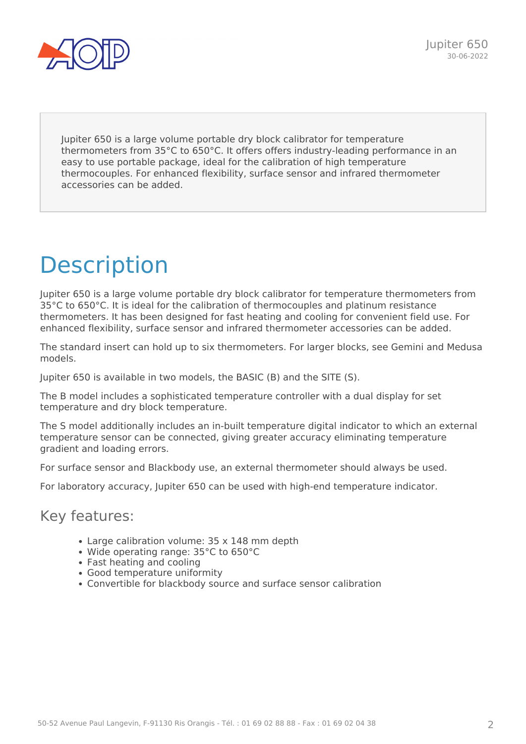Jupiter 650 is a large volume portable dry block calibrator for temperature thermometers from 35°C to 650°C. It offers offers industry-leading performance in an easy to use portable package, ideal for the calibration of high temperature thermocouples. For enhanced flexibility, surface sensor and infrared thermometer accessories can be added.

# Description

Jupiter 650 is a large volume portable dry block calibrator for temperature thermometers from 35°C to 650°C. It is ideal for the calibration of thermocouples and platinum resistance thermometers. It has been designed for fast heating and cooling for convenient field use. For enhanced flexibility, surface sensor and infrared thermometer accessories can be added.

The standard insert can hold up to six thermometers. For larger blocks, see Gemini and Medusa models.

Jupiter 650 is available in two models, the BASIC (B) and the SITE (S).

The B model includes a sophisticated temperature controller with a dual display for set temperature and dry block temperature.

The S model additionally includes an in-built temperature digital indicator to which an external temperature sensor can be connected, giving greater accuracy eliminating temperature gradient and loading errors.

For surface sensor and Blackbody use, an external thermometer should always be used.

For laboratory accuracy, Jupiter 650 can be used with high-end temperature indicator.

## Key features:

- Large calibration volume: 35 x 148 mm depth
- Wide operating range: 35°C to 650°C
- Fast heating and cooling
- Good temperature uniformity
- Convertible for blackbody source and surface sensor calibration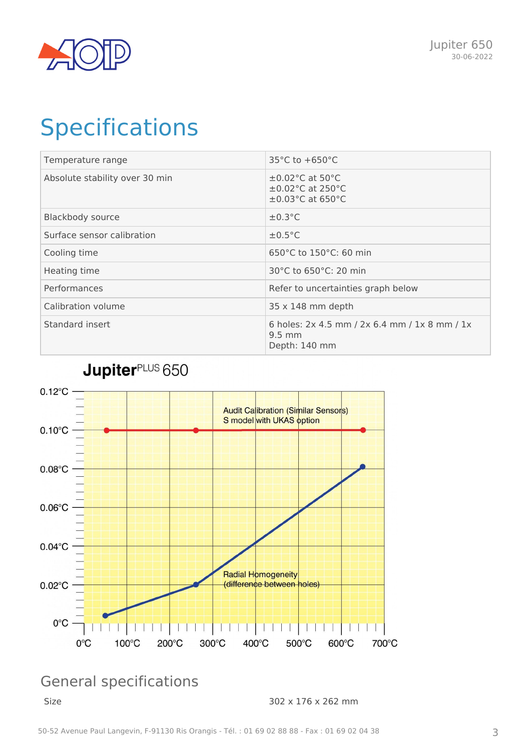# Specifications

| Temperature range | 35°C to +650°C |
|---|---|
| Absolute stability over 30 min | ±0.02°C at 50°C<br>±0.02°C at 250°C<br>±0.03°C at 650°C |
| Blackbody source | ±0.3°C |
| Surface sensor calibration | ±0.5°C |
| Cooling time | 650°C to 150°C: 60 min |
| Heating time | 30°C to 650°C: 20 min |
| Performances | Refer to uncertainties graph below |
| Calibration volume | 35 x 148 mm depth |
| Standard insert | 6 holes: 2x 4.5 mm / 2x 6.4 mm / 1x 8 mm / 1x 9.5 mm<br>Depth: 140 mm |

**Jupiter**PLUS 650

Audit Calibration (Similar Sensors)
S model with UKAS option

Radial Homogeneity
(difference between holes)

## General specifications

| Size | 302 x 176 x 262 mm |
|---|---|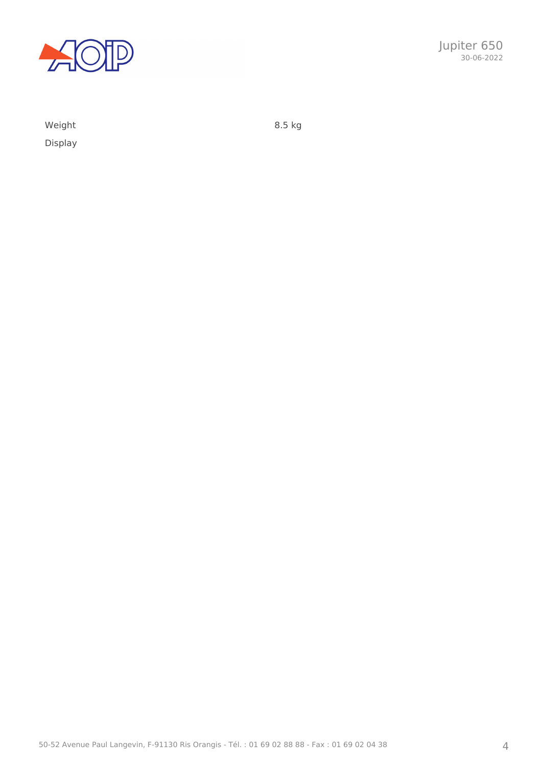| | |
|---|---|
| Weight | 8.5 kg |
| Display | |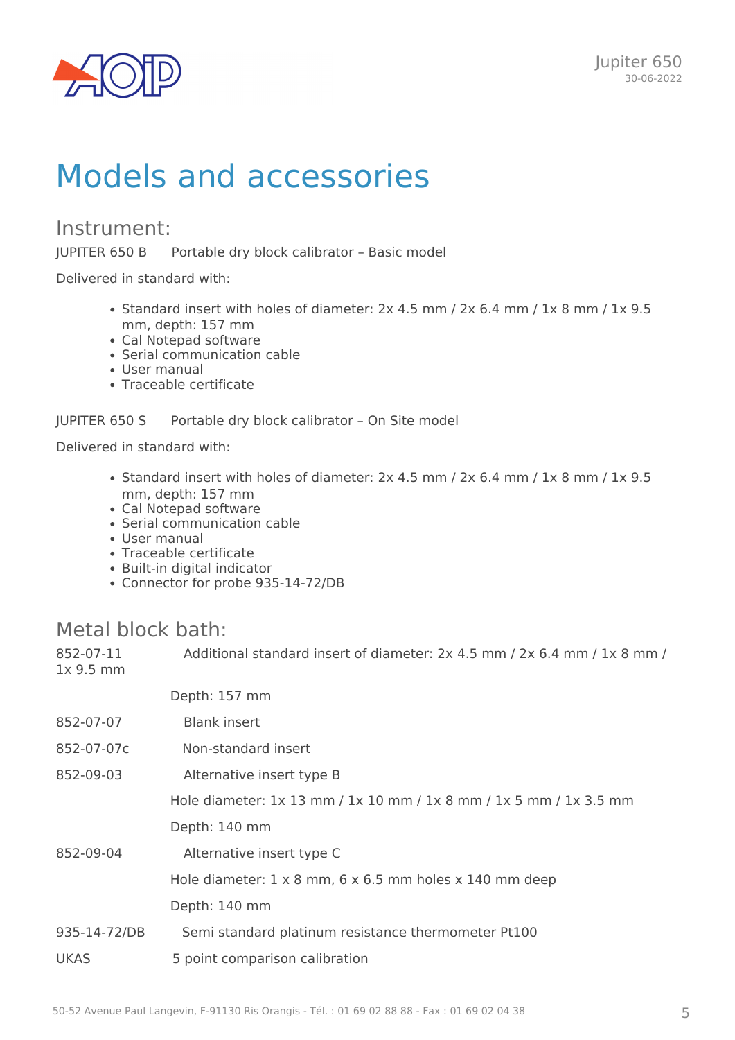# Models and accessories

## Instrument:

JUPITER 650 B    Portable dry block calibrator – Basic model

Delivered in standard with:

- Standard insert with holes of diameter: 2x 4.5 mm / 2x 6.4 mm / 1x 8 mm / 1x 9.5 mm, depth: 157 mm
- Cal Notepad software
- Serial communication cable
- User manual
- Traceable certificate

JUPITER 650 S    Portable dry block calibrator – On Site model

Delivered in standard with:

- Standard insert with holes of diameter: 2x 4.5 mm / 2x 6.4 mm / 1x 8 mm / 1x 9.5 mm, depth: 157 mm
- Cal Notepad software
- Serial communication cable
- User manual
- Traceable certificate
- Built-in digital indicator
- Connector for probe 935-14-72/DB

## Metal block bath:

852-07-11    Additional standard insert of diameter: 2x 4.5 mm / 2x 6.4 mm / 1x 8 mm / 1x 9.5 mm

Depth: 157 mm

852-07-07    Blank insert

852-07-07c    Non-standard insert

852-09-03    Alternative insert type B

Hole diameter: 1x 13 mm / 1x 10 mm / 1x 8 mm / 1x 5 mm / 1x 3.5 mm

Depth: 140 mm

852-09-04    Alternative insert type C

Hole diameter: 1 x 8 mm, 6 x 6.5 mm holes x 140 mm deep

Depth: 140 mm

935-14-72/DB    Semi standard platinum resistance thermometer Pt100

UKAS    5 point comparison calibration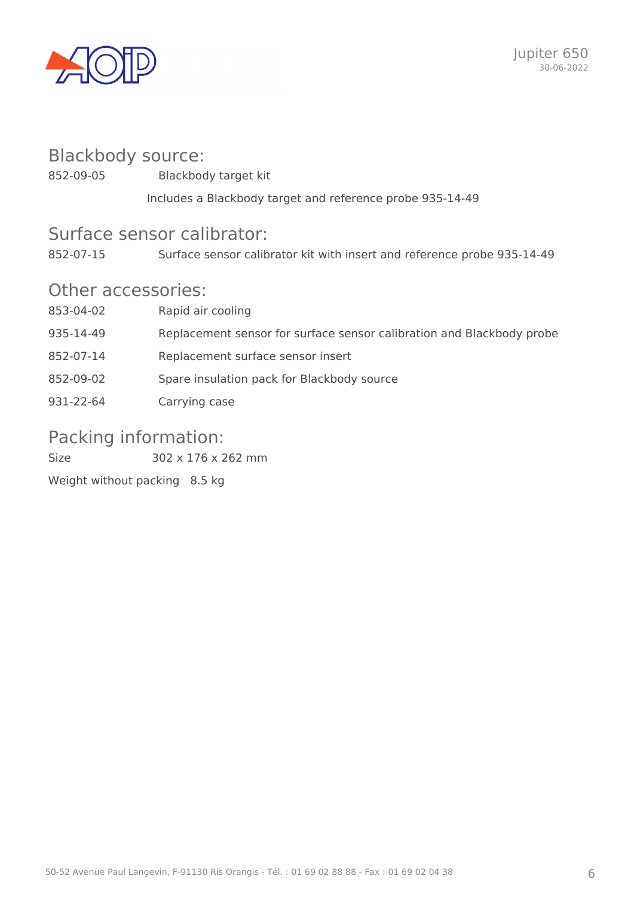## Blackbody source:

| | |
|---|---|
| 852-09-05 | Blackbody target kit |

Includes a Blackbody target and reference probe 935-14-49

## Surface sensor calibrator:

| | |
|---|---|
| 852-07-15 | Surface sensor calibrator kit with insert and reference probe 935-14-49 |

## Other accessories:

| | |
|---|---|
| 853-04-02 | Rapid air cooling |
| 935-14-49 | Replacement sensor for surface sensor calibration and Blackbody probe |
| 852-07-14 | Replacement surface sensor insert |
| 852-09-02 | Spare insulation pack for Blackbody source |
| 931-22-64 | Carrying case |

## Packing information:

| | |
|---|---|
| Size | 302 x 176 x 262 mm |
| Weight without packing | 8.5 kg |